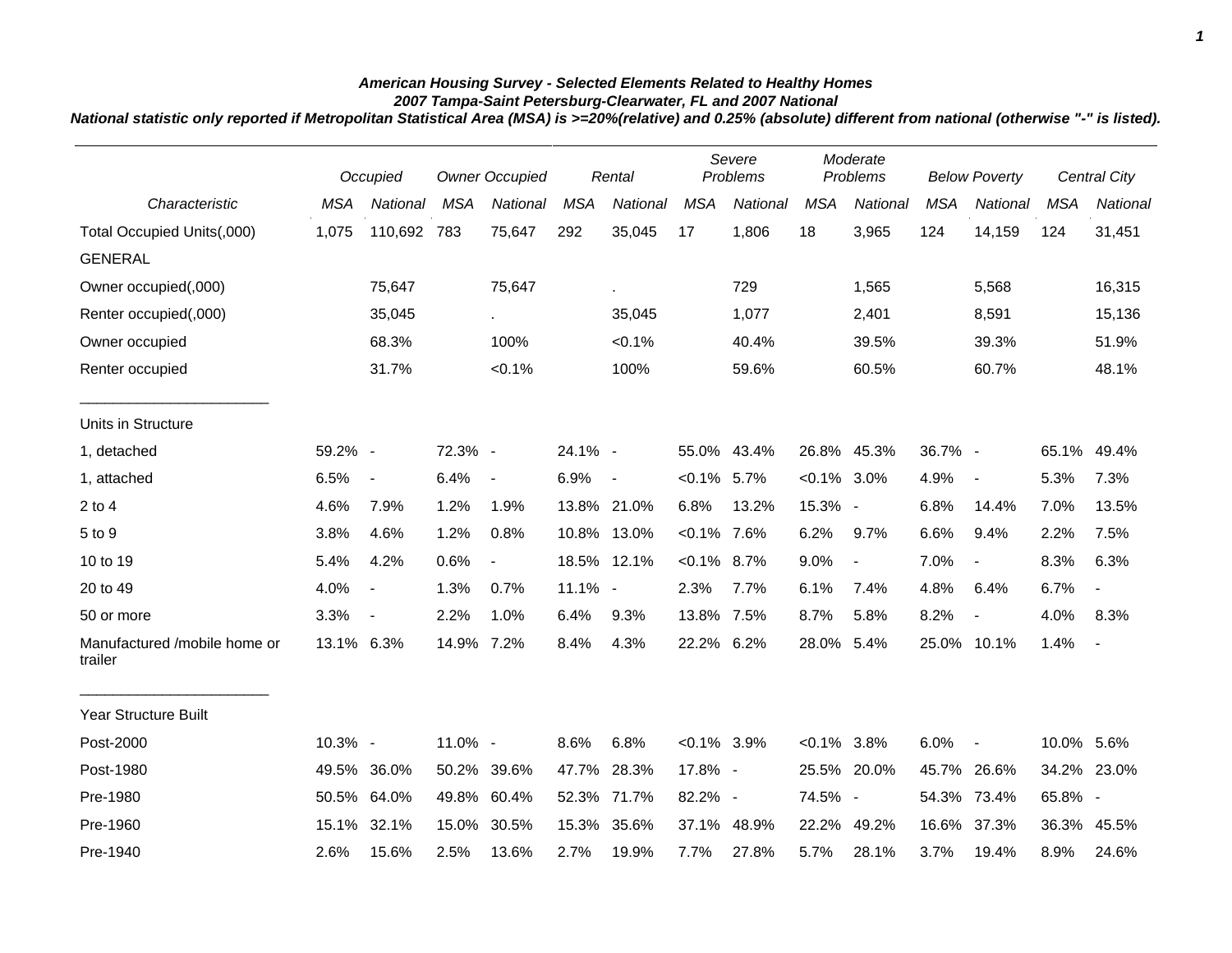***American Housing Survey - Selected Elements Related to Healthy Homes***
***2007 Tampa-Saint Petersburg-Clearwater, FL and 2007 National***
***National statistic only reported if Metropolitan Statistical Area (MSA) is >=20%(relative) and 0.25% (absolute) different from national (otherwise "-" is listed).***

| | *Occupied* | | *Owner Occupied* | | *Rental* | | *Severe Problems* | | *Moderate Problems* | | *Below Poverty* | | *Central City* | |
|---|---|---|---|---|---|---|---|---|---|---|---|---|---|---|
| *Characteristic* | *MSA* | *National* | *MSA* | *National* | *MSA* | *National* | *MSA* | *National* | *MSA* | *National* | *MSA* | *National* | *MSA* | *National* |
| Total Occupied Units(,000) | 1,075 | 110,692 | 783 | 75,647 | 292 | 35,045 | 17 | 1,806 | 18 | 3,965 | 124 | 14,159 | 124 | 31,451 |
| GENERAL | | | | | | | | | | | | | | |
| Owner occupied(,000) | | 75,647 | | 75,647 | | . | | 729 | | 1,565 | | 5,568 | | 16,315 |
| Renter occupied(,000) | | 35,045 | | . | | 35,045 | | 1,077 | | 2,401 | | 8,591 | | 15,136 |
| Owner occupied | | 68.3% | | 100% | | <0.1% | | 40.4% | | 39.5% | | 39.3% | | 51.9% |
| Renter occupied | | 31.7% | | <0.1% | | 100% | | 59.6% | | 60.5% | | 60.7% | | 48.1% |
| Units in Structure | | | | | | | | | | | | | | |
| 1, detached | 59.2% | - | 72.3% | - | 24.1% | - | 55.0% | 43.4% | 26.8% | 45.3% | 36.7% | - | 65.1% | 49.4% |
| 1, attached | 6.5% | - | 6.4% | - | 6.9% | - | <0.1% | 5.7% | <0.1% | 3.0% | 4.9% | - | 5.3% | 7.3% |
| 2 to 4 | 4.6% | 7.9% | 1.2% | 1.9% | 13.8% | 21.0% | 6.8% | 13.2% | 15.3% | - | 6.8% | 14.4% | 7.0% | 13.5% |
| 5 to 9 | 3.8% | 4.6% | 1.2% | 0.8% | 10.8% | 13.0% | <0.1% | 7.6% | 6.2% | 9.7% | 6.6% | 9.4% | 2.2% | 7.5% |
| 10 to 19 | 5.4% | 4.2% | 0.6% | - | 18.5% | 12.1% | <0.1% | 8.7% | 9.0% | - | 7.0% | - | 8.3% | 6.3% |
| 20 to 49 | 4.0% | - | 1.3% | 0.7% | 11.1% | - | 2.3% | 7.7% | 6.1% | 7.4% | 4.8% | 6.4% | 6.7% | - |
| 50 or more | 3.3% | - | 2.2% | 1.0% | 6.4% | 9.3% | 13.8% | 7.5% | 8.7% | 5.8% | 8.2% | - | 4.0% | 8.3% |
| Manufactured /mobile home or trailer | 13.1% | 6.3% | 14.9% | 7.2% | 8.4% | 4.3% | 22.2% | 6.2% | 28.0% | 5.4% | 25.0% | 10.1% | 1.4% | - |
| Year Structure Built | | | | | | | | | | | | | | |
| Post-2000 | 10.3% | - | 11.0% | - | 8.6% | 6.8% | <0.1% | 3.9% | <0.1% | 3.8% | 6.0% | - | 10.0% | 5.6% |
| Post-1980 | 49.5% | 36.0% | 50.2% | 39.6% | 47.7% | 28.3% | 17.8% | - | 25.5% | 20.0% | 45.7% | 26.6% | 34.2% | 23.0% |
| Pre-1980 | 50.5% | 64.0% | 49.8% | 60.4% | 52.3% | 71.7% | 82.2% | - | 74.5% | - | 54.3% | 73.4% | 65.8% | - |
| Pre-1960 | 15.1% | 32.1% | 15.0% | 30.5% | 15.3% | 35.6% | 37.1% | 48.9% | 22.2% | 49.2% | 16.6% | 37.3% | 36.3% | 45.5% |
| Pre-1940 | 2.6% | 15.6% | 2.5% | 13.6% | 2.7% | 19.9% | 7.7% | 27.8% | 5.7% | 28.1% | 3.7% | 19.4% | 8.9% | 24.6% |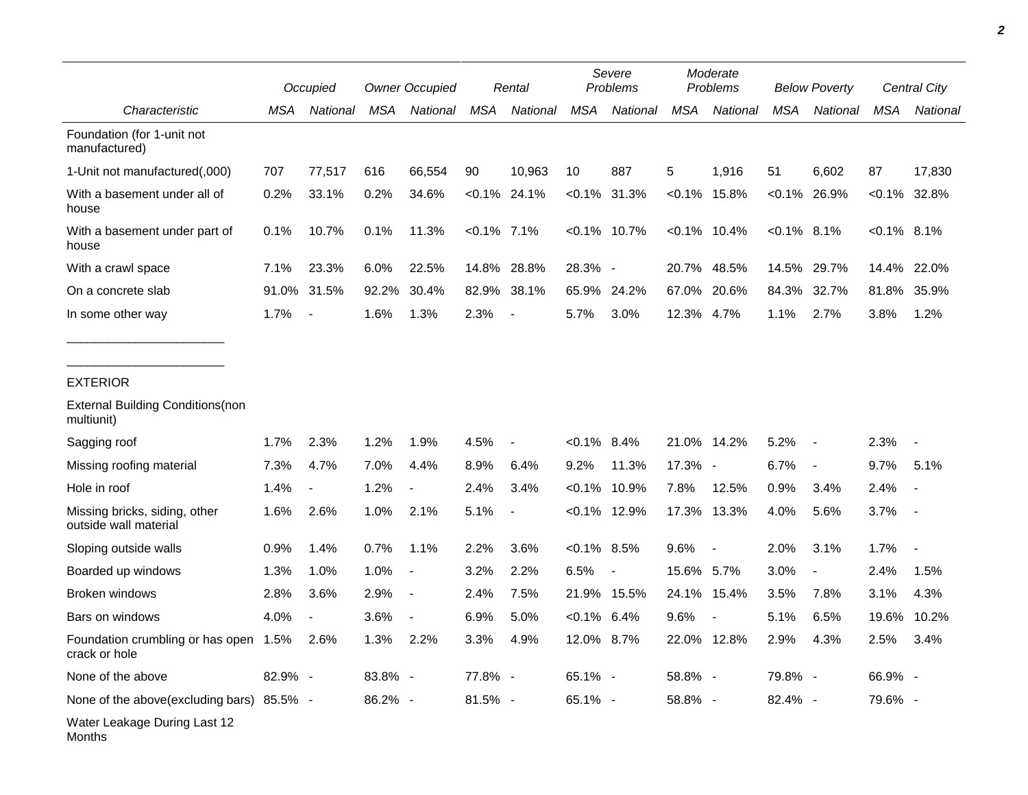| Characteristic | Occupied | | Owner Occupied | | Rental | | Severe Problems | | Moderate Problems | | Below Poverty | | Central City | |
|---|---|---|---|---|---|---|---|---|---|---|---|---|---|---|
| | MSA | National | MSA | National | MSA | National | MSA | National | MSA | National | MSA | National | MSA | National |
| Foundation (for 1-unit not manufactured) | | | | | | | | | | | | | | |
| 1-Unit not manufactured(,000) | 707 | 77,517 | 616 | 66,554 | 90 | 10,963 | 10 | 887 | 5 | 1,916 | 51 | 6,602 | 87 | 17,830 |
| With a basement under all of house | 0.2% | 33.1% | 0.2% | 34.6% | <0.1% | 24.1% | <0.1% | 31.3% | <0.1% | 15.8% | <0.1% | 26.9% | <0.1% | 32.8% |
| With a basement under part of house | 0.1% | 10.7% | 0.1% | 11.3% | <0.1% | 7.1% | <0.1% | 10.7% | <0.1% | 10.4% | <0.1% | 8.1% | <0.1% | 8.1% |
| With a crawl space | 7.1% | 23.3% | 6.0% | 22.5% | 14.8% | 28.8% | 28.3% | - | 20.7% | 48.5% | 14.5% | 29.7% | 14.4% | 22.0% |
| On a concrete slab | 91.0% | 31.5% | 92.2% | 30.4% | 82.9% | 38.1% | 65.9% | 24.2% | 67.0% | 20.6% | 84.3% | 32.7% | 81.8% | 35.9% |
| In some other way | 1.7% | - | 1.6% | 1.3% | 2.3% | - | 5.7% | 3.0% | 12.3% | 4.7% | 1.1% | 2.7% | 3.8% | 1.2% |
| EXTERIOR | | | | | | | | | | | | | | |
| External Building Conditions(non multiunit) | | | | | | | | | | | | | | |
| Sagging roof | 1.7% | 2.3% | 1.2% | 1.9% | 4.5% | - | <0.1% | 8.4% | 21.0% | 14.2% | 5.2% | - | 2.3% | - |
| Missing roofing material | 7.3% | 4.7% | 7.0% | 4.4% | 8.9% | 6.4% | 9.2% | 11.3% | 17.3% | - | 6.7% | - | 9.7% | 5.1% |
| Hole in roof | 1.4% | - | 1.2% | - | 2.4% | 3.4% | <0.1% | 10.9% | 7.8% | 12.5% | 0.9% | 3.4% | 2.4% | - |
| Missing bricks, siding, other outside wall material | 1.6% | 2.6% | 1.0% | 2.1% | 5.1% | - | <0.1% | 12.9% | 17.3% | 13.3% | 4.0% | 5.6% | 3.7% | - |
| Sloping outside walls | 0.9% | 1.4% | 0.7% | 1.1% | 2.2% | 3.6% | <0.1% | 8.5% | 9.6% | - | 2.0% | 3.1% | 1.7% | - |
| Boarded up windows | 1.3% | 1.0% | 1.0% | - | 3.2% | 2.2% | 6.5% | - | 15.6% | 5.7% | 3.0% | - | 2.4% | 1.5% |
| Broken windows | 2.8% | 3.6% | 2.9% | - | 2.4% | 7.5% | 21.9% | 15.5% | 24.1% | 15.4% | 3.5% | 7.8% | 3.1% | 4.3% |
| Bars on windows | 4.0% | - | 3.6% | - | 6.9% | 5.0% | <0.1% | 6.4% | 9.6% | - | 5.1% | 6.5% | 19.6% | 10.2% |
| Foundation crumbling or has open crack or hole | 1.5% | 2.6% | 1.3% | 2.2% | 3.3% | 4.9% | 12.0% | 8.7% | 22.0% | 12.8% | 2.9% | 4.3% | 2.5% | 3.4% |
| None of the above | 82.9% | - | 83.8% | - | 77.8% | - | 65.1% | - | 58.8% | - | 79.8% | - | 66.9% | - |
| None of the above(excluding bars) | 85.5% | - | 86.2% | - | 81.5% | - | 65.1% | - | 58.8% | - | 82.4% | - | 79.6% | - |
| Water Leakage During Last 12 Months | | | | | | | | | | | | | | |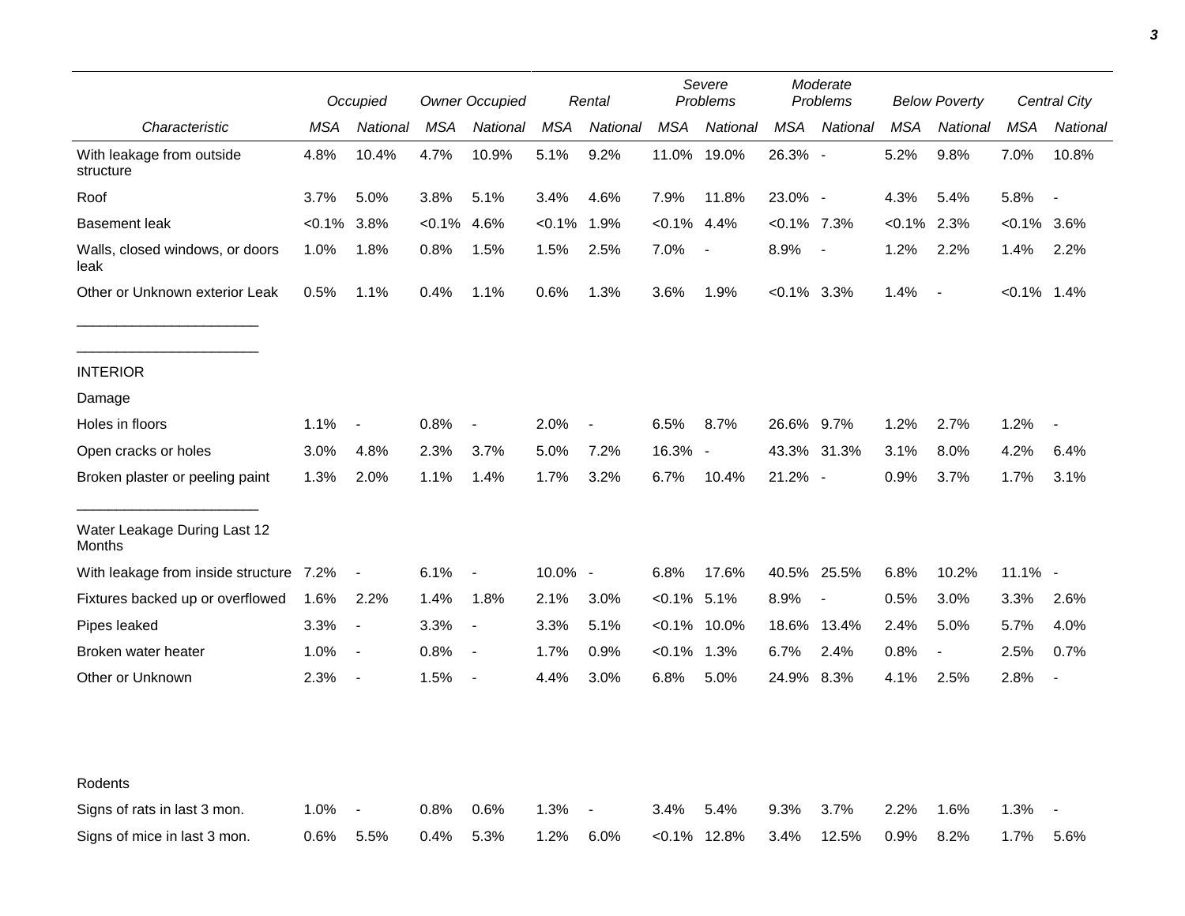|  | Occupied |  | Owner Occupied |  | Rental |  | Severe Problems |  | Moderate Problems |  | Below Poverty |  | Central City |  |
|---|---|---|---|---|---|---|---|---|---|---|---|---|---|---|
| *Characteristic* | *MSA* | *National* | *MSA* | *National* | *MSA* | *National* | *MSA* | *National* | *MSA* | *National* | *MSA* | *National* | *MSA* | *National* |
| With leakage from outside structure | 4.8% | 10.4% | 4.7% | 10.9% | 5.1% | 9.2% | 11.0% | 19.0% | 26.3% | - | 5.2% | 9.8% | 7.0% | 10.8% |
| Roof | 3.7% | 5.0% | 3.8% | 5.1% | 3.4% | 4.6% | 7.9% | 11.8% | 23.0% | - | 4.3% | 5.4% | 5.8% | - |
| Basement leak | <0.1% | 3.8% | <0.1% | 4.6% | <0.1% | 1.9% | <0.1% | 4.4% | <0.1% | 7.3% | <0.1% | 2.3% | <0.1% | 3.6% |
| Walls, closed windows, or doors leak | 1.0% | 1.8% | 0.8% | 1.5% | 1.5% | 2.5% | 7.0% | - | 8.9% | - | 1.2% | 2.2% | 1.4% | 2.2% |
| Other or Unknown exterior Leak | 0.5% | 1.1% | 0.4% | 1.1% | 0.6% | 1.3% | 3.6% | 1.9% | <0.1% | 3.3% | 1.4% | - | <0.1% | 1.4% |
| INTERIOR |  |  |  |  |  |  |  |  |  |  |  |  |  |  |
| Damage |  |  |  |  |  |  |  |  |  |  |  |  |  |  |
| Holes in floors | 1.1% | - | 0.8% | - | 2.0% | - | 6.5% | 8.7% | 26.6% | 9.7% | 1.2% | 2.7% | 1.2% | - |
| Open cracks or holes | 3.0% | 4.8% | 2.3% | 3.7% | 5.0% | 7.2% | 16.3% | - | 43.3% | 31.3% | 3.1% | 8.0% | 4.2% | 6.4% |
| Broken plaster or peeling paint | 1.3% | 2.0% | 1.1% | 1.4% | 1.7% | 3.2% | 6.7% | 10.4% | 21.2% | - | 0.9% | 3.7% | 1.7% | 3.1% |
| Water Leakage During Last 12 Months |  |  |  |  |  |  |  |  |  |  |  |  |  |  |
| With leakage from inside structure | 7.2% | - | 6.1% | - | 10.0% | - | 6.8% | 17.6% | 40.5% | 25.5% | 6.8% | 10.2% | 11.1% | - |
| Fixtures backed up or overflowed | 1.6% | 2.2% | 1.4% | 1.8% | 2.1% | 3.0% | <0.1% | 5.1% | 8.9% | - | 0.5% | 3.0% | 3.3% | 2.6% |
| Pipes leaked | 3.3% | - | 3.3% | - | 3.3% | 5.1% | <0.1% | 10.0% | 18.6% | 13.4% | 2.4% | 5.0% | 5.7% | 4.0% |
| Broken water heater | 1.0% | - | 0.8% | - | 1.7% | 0.9% | <0.1% | 1.3% | 6.7% | 2.4% | 0.8% | - | 2.5% | 0.7% |
| Other or Unknown | 2.3% | - | 1.5% | - | 4.4% | 3.0% | 6.8% | 5.0% | 24.9% | 8.3% | 4.1% | 2.5% | 2.8% | - |
| Rodents |  |  |  |  |  |  |  |  |  |  |  |  |  |  |
| Signs of rats in last 3 mon. | 1.0% | - | 0.8% | 0.6% | 1.3% | - | 3.4% | 5.4% | 9.3% | 3.7% | 2.2% | 1.6% | 1.3% | - |
| Signs of mice in last 3 mon. | 0.6% | 5.5% | 0.4% | 5.3% | 1.2% | 6.0% | <0.1% | 12.8% | 3.4% | 12.5% | 0.9% | 8.2% | 1.7% | 5.6% |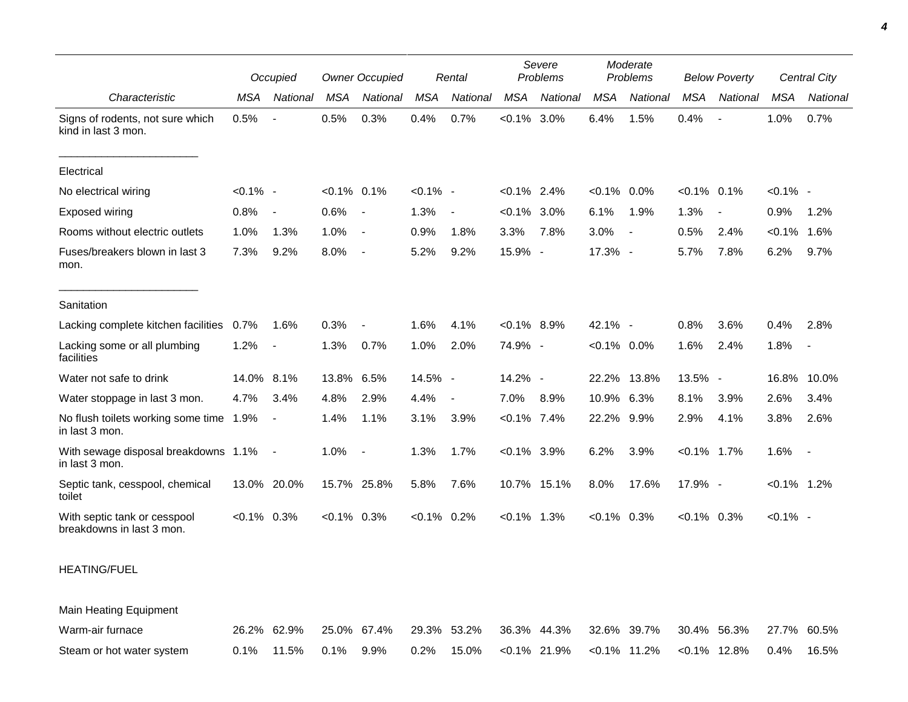| Characteristic | Occupied | | Owner Occupied | | Rental | | Severe Problems | | Moderate Problems | | Below Poverty | | Central City | |
|---|---|---|---|---|---|---|---|---|---|---|---|---|---|---|
| | MSA | National | MSA | National | MSA | National | MSA | National | MSA | National | MSA | National | MSA | National |
| Signs of rodents, not sure which kind in last 3 mon. | 0.5% | - | 0.5% | 0.3% | 0.4% | 0.7% | <0.1% | 3.0% | 6.4% | 1.5% | 0.4% | - | 1.0% | 0.7% |
| Electrical | | | | | | | | | | | | | | |
| No electrical wiring | <0.1% | - | <0.1% | 0.1% | <0.1% | - | <0.1% | 2.4% | <0.1% | 0.0% | <0.1% | 0.1% | <0.1% | - |
| Exposed wiring | 0.8% | - | 0.6% | - | 1.3% | - | <0.1% | 3.0% | 6.1% | 1.9% | 1.3% | - | 0.9% | 1.2% |
| Rooms without electric outlets | 1.0% | 1.3% | 1.0% | - | 0.9% | 1.8% | 3.3% | 7.8% | 3.0% | - | 0.5% | 2.4% | <0.1% | 1.6% |
| Fuses/breakers blown in last 3 mon. | 7.3% | 9.2% | 8.0% | - | 5.2% | 9.2% | 15.9% | - | 17.3% | - | 5.7% | 7.8% | 6.2% | 9.7% |
| Sanitation | | | | | | | | | | | | | | |
| Lacking complete kitchen facilities | 0.7% | 1.6% | 0.3% | - | 1.6% | 4.1% | <0.1% | 8.9% | 42.1% | - | 0.8% | 3.6% | 0.4% | 2.8% |
| Lacking some or all plumbing facilities | 1.2% | - | 1.3% | 0.7% | 1.0% | 2.0% | 74.9% | - | <0.1% | 0.0% | 1.6% | 2.4% | 1.8% | - |
| Water not safe to drink | 14.0% | 8.1% | 13.8% | 6.5% | 14.5% | - | 14.2% | - | 22.2% | 13.8% | 13.5% | - | 16.8% | 10.0% |
| Water stoppage in last 3 mon. | 4.7% | 3.4% | 4.8% | 2.9% | 4.4% | - | 7.0% | 8.9% | 10.9% | 6.3% | 8.1% | 3.9% | 2.6% | 3.4% |
| No flush toilets working some time in last 3 mon. | 1.9% | - | 1.4% | 1.1% | 3.1% | 3.9% | <0.1% | 7.4% | 22.2% | 9.9% | 2.9% | 4.1% | 3.8% | 2.6% |
| With sewage disposal breakdowns in last 3 mon. | 1.1% | - | 1.0% | - | 1.3% | 1.7% | <0.1% | 3.9% | 6.2% | 3.9% | <0.1% | 1.7% | 1.6% | - |
| Septic tank, cesspool, chemical toilet | 13.0% | 20.0% | 15.7% | 25.8% | 5.8% | 7.6% | 10.7% | 15.1% | 8.0% | 17.6% | 17.9% | - | <0.1% | 1.2% |
| With septic tank or cesspool breakdowns in last 3 mon. | <0.1% | 0.3% | <0.1% | 0.3% | <0.1% | 0.2% | <0.1% | 1.3% | <0.1% | 0.3% | <0.1% | 0.3% | <0.1% | - |
| HEATING/FUEL | | | | | | | | | | | | | | |
| Main Heating Equipment | | | | | | | | | | | | | | |
| Warm-air furnace | 26.2% | 62.9% | 25.0% | 67.4% | 29.3% | 53.2% | 36.3% | 44.3% | 32.6% | 39.7% | 30.4% | 56.3% | 27.7% | 60.5% |
| Steam or hot water system | 0.1% | 11.5% | 0.1% | 9.9% | 0.2% | 15.0% | <0.1% | 21.9% | <0.1% | 11.2% | <0.1% | 12.8% | 0.4% | 16.5% |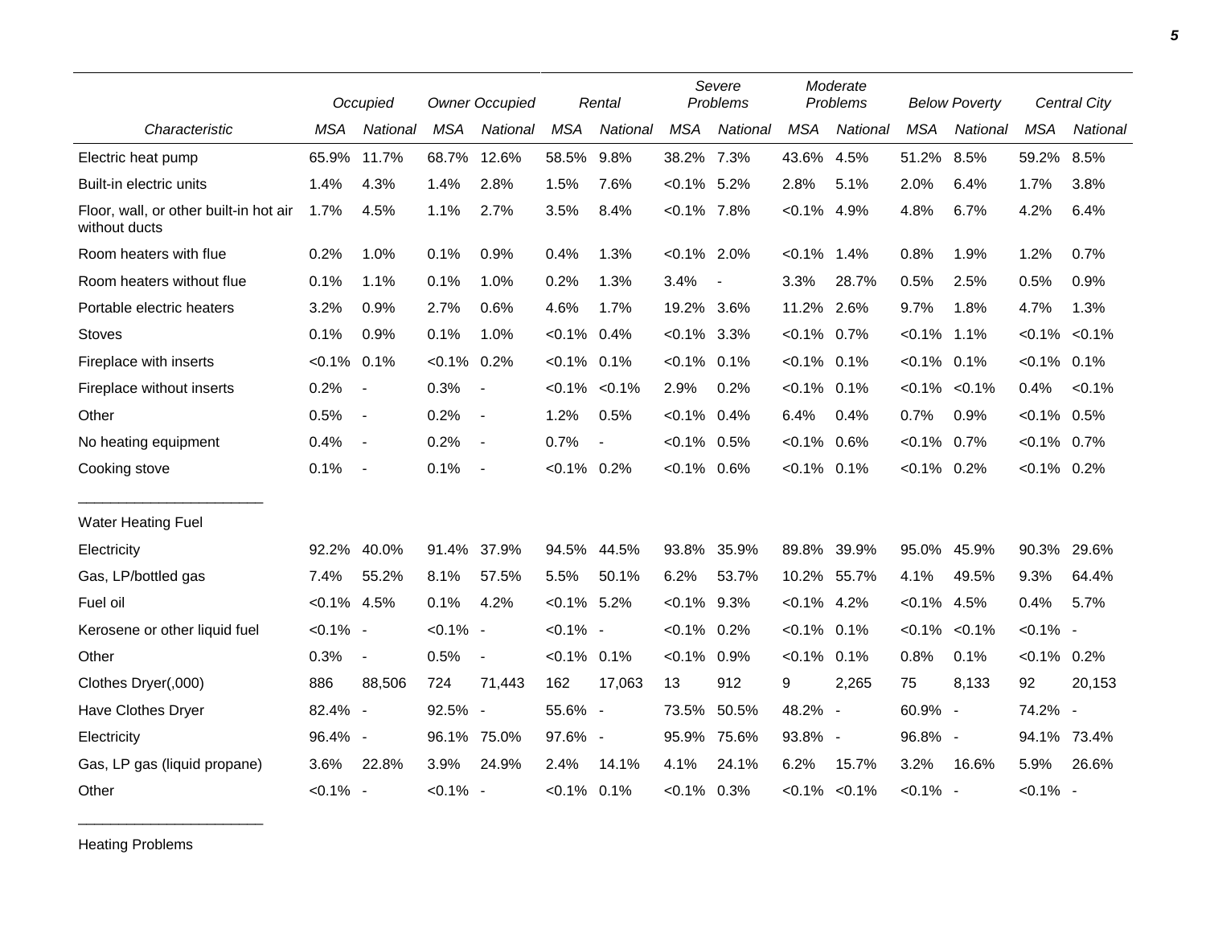| | Occupied | | Owner Occupied | | Rental | | Severe Problems | | Moderate Problems | | Below Poverty | | Central City | |
|---|---|---|---|---|---|---|---|---|---|---|---|---|---|---|
| Characteristic | MSA | National | MSA | National | MSA | National | MSA | National | MSA | National | MSA | National | MSA | National |
| Electric heat pump | 65.9% | 11.7% | 68.7% | 12.6% | 58.5% | 9.8% | 38.2% | 7.3% | 43.6% | 4.5% | 51.2% | 8.5% | 59.2% | 8.5% |
| Built-in electric units | 1.4% | 4.3% | 1.4% | 2.8% | 1.5% | 7.6% | <0.1% | 5.2% | 2.8% | 5.1% | 2.0% | 6.4% | 1.7% | 3.8% |
| Floor, wall, or other built-in hot air without ducts | 1.7% | 4.5% | 1.1% | 2.7% | 3.5% | 8.4% | <0.1% | 7.8% | <0.1% | 4.9% | 4.8% | 6.7% | 4.2% | 6.4% |
| Room heaters with flue | 0.2% | 1.0% | 0.1% | 0.9% | 0.4% | 1.3% | <0.1% | 2.0% | <0.1% | 1.4% | 0.8% | 1.9% | 1.2% | 0.7% |
| Room heaters without flue | 0.1% | 1.1% | 0.1% | 1.0% | 0.2% | 1.3% | 3.4% | - | 3.3% | 28.7% | 0.5% | 2.5% | 0.5% | 0.9% |
| Portable electric heaters | 3.2% | 0.9% | 2.7% | 0.6% | 4.6% | 1.7% | 19.2% | 3.6% | 11.2% | 2.6% | 9.7% | 1.8% | 4.7% | 1.3% |
| Stoves | 0.1% | 0.9% | 0.1% | 1.0% | <0.1% | 0.4% | <0.1% | 3.3% | <0.1% | 0.7% | <0.1% | 1.1% | <0.1% | <0.1% |
| Fireplace with inserts | <0.1% | 0.1% | <0.1% | 0.2% | <0.1% | 0.1% | <0.1% | 0.1% | <0.1% | 0.1% | <0.1% | 0.1% | <0.1% | 0.1% |
| Fireplace without inserts | 0.2% | - | 0.3% | - | <0.1% | <0.1% | 2.9% | 0.2% | <0.1% | 0.1% | <0.1% | <0.1% | 0.4% | <0.1% |
| Other | 0.5% | - | 0.2% | - | 1.2% | 0.5% | <0.1% | 0.4% | 6.4% | 0.4% | 0.7% | 0.9% | <0.1% | 0.5% |
| No heating equipment | 0.4% | - | 0.2% | - | 0.7% | - | <0.1% | 0.5% | <0.1% | 0.6% | <0.1% | 0.7% | <0.1% | 0.7% |
| Cooking stove | 0.1% | - | 0.1% | - | <0.1% | 0.2% | <0.1% | 0.6% | <0.1% | 0.1% | <0.1% | 0.2% | <0.1% | 0.2% |
| Water Heating Fuel | | | | | | | | | | | | | | |
| Electricity | 92.2% | 40.0% | 91.4% | 37.9% | 94.5% | 44.5% | 93.8% | 35.9% | 89.8% | 39.9% | 95.0% | 45.9% | 90.3% | 29.6% |
| Gas, LP/bottled gas | 7.4% | 55.2% | 8.1% | 57.5% | 5.5% | 50.1% | 6.2% | 53.7% | 10.2% | 55.7% | 4.1% | 49.5% | 9.3% | 64.4% |
| Fuel oil | <0.1% | 4.5% | 0.1% | 4.2% | <0.1% | 5.2% | <0.1% | 9.3% | <0.1% | 4.2% | <0.1% | 4.5% | 0.4% | 5.7% |
| Kerosene or other liquid fuel | <0.1% | - | <0.1% | - | <0.1% | - | <0.1% | 0.2% | <0.1% | 0.1% | <0.1% | <0.1% | <0.1% | - |
| Other | 0.3% | - | 0.5% | - | <0.1% | 0.1% | <0.1% | 0.9% | <0.1% | 0.1% | 0.8% | 0.1% | <0.1% | 0.2% |
| Clothes Dryer(,000) | 886 | 88,506 | 724 | 71,443 | 162 | 17,063 | 13 | 912 | 9 | 2,265 | 75 | 8,133 | 92 | 20,153 |
| Have Clothes Dryer | 82.4% | - | 92.5% | - | 55.6% | - | 73.5% | 50.5% | 48.2% | - | 60.9% | - | 74.2% | - |
| Electricity | 96.4% | - | 96.1% | 75.0% | 97.6% | - | 95.9% | 75.6% | 93.8% | - | 96.8% | - | 94.1% | 73.4% |
| Gas, LP gas (liquid propane) | 3.6% | 22.8% | 3.9% | 24.9% | 2.4% | 14.1% | 4.1% | 24.1% | 6.2% | 15.7% | 3.2% | 16.6% | 5.9% | 26.6% |
| Other | <0.1% | - | <0.1% | - | <0.1% | 0.1% | <0.1% | 0.3% | <0.1% | <0.1% | <0.1% | - | <0.1% | - |

Heating Problems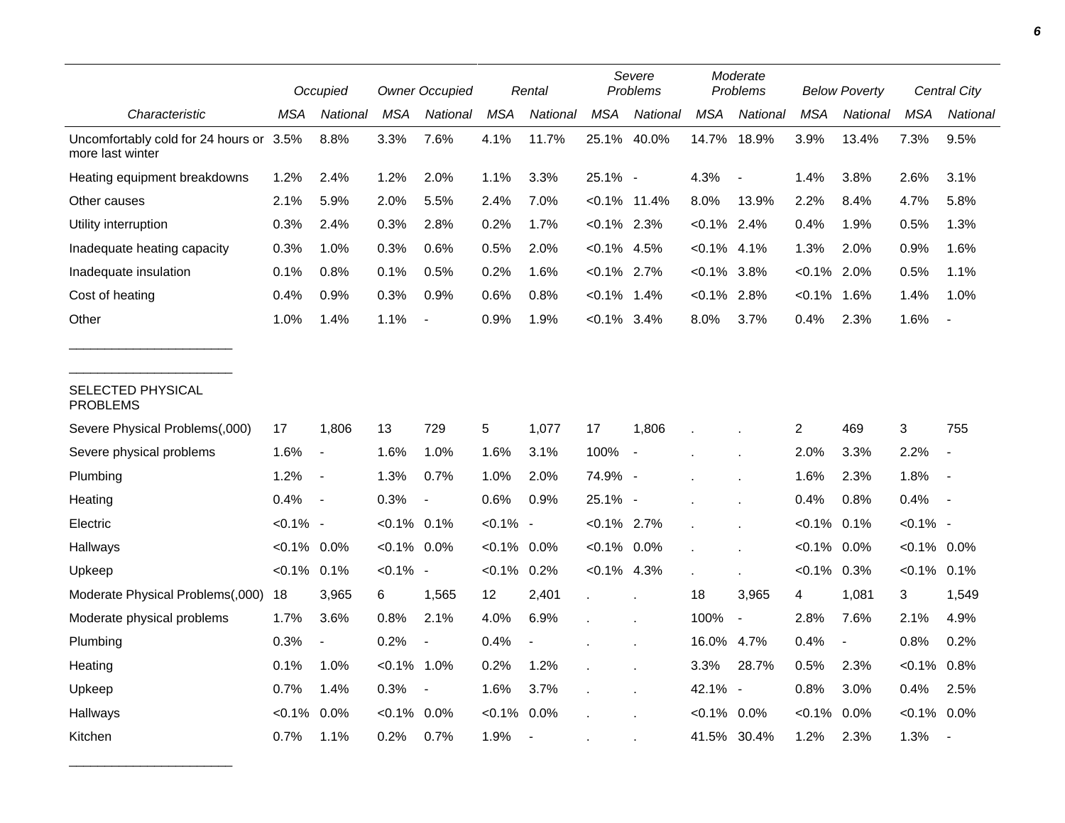| Characteristic | Occupied | | Owner Occupied | | Rental | | Severe Problems | | Moderate Problems | | Below Poverty | | Central City | |
|---|---|---|---|---|---|---|---|---|---|---|---|---|---|---|
| | MSA | National | MSA | National | MSA | National | MSA | National | MSA | National | MSA | National | MSA | National |
| Uncomfortably cold for 24 hours or more last winter | 3.5% | 8.8% | 3.3% | 7.6% | 4.1% | 11.7% | 25.1% | 40.0% | 14.7% | 18.9% | 3.9% | 13.4% | 7.3% | 9.5% |
| Heating equipment breakdowns | 1.2% | 2.4% | 1.2% | 2.0% | 1.1% | 3.3% | 25.1% | - | 4.3% | - | 1.4% | 3.8% | 2.6% | 3.1% |
| Other causes | 2.1% | 5.9% | 2.0% | 5.5% | 2.4% | 7.0% | <0.1% | 11.4% | 8.0% | 13.9% | 2.2% | 8.4% | 4.7% | 5.8% |
| Utility interruption | 0.3% | 2.4% | 0.3% | 2.8% | 0.2% | 1.7% | <0.1% | 2.3% | <0.1% | 2.4% | 0.4% | 1.9% | 0.5% | 1.3% |
| Inadequate heating capacity | 0.3% | 1.0% | 0.3% | 0.6% | 0.5% | 2.0% | <0.1% | 4.5% | <0.1% | 4.1% | 1.3% | 2.0% | 0.9% | 1.6% |
| Inadequate insulation | 0.1% | 0.8% | 0.1% | 0.5% | 0.2% | 1.6% | <0.1% | 2.7% | <0.1% | 3.8% | <0.1% | 2.0% | 0.5% | 1.1% |
| Cost of heating | 0.4% | 0.9% | 0.3% | 0.9% | 0.6% | 0.8% | <0.1% | 1.4% | <0.1% | 2.8% | <0.1% | 1.6% | 1.4% | 1.0% |
| Other | 1.0% | 1.4% | 1.1% | - | 0.9% | 1.9% | <0.1% | 3.4% | 8.0% | 3.7% | 0.4% | 2.3% | 1.6% | - |
| SELECTED PHYSICAL PROBLEMS | | | | | | | | | | | | | | |
| Severe Physical Problems(,000) | 17 | 1,806 | 13 | 729 | 5 | 1,077 | 17 | 1,806 | . | . | 2 | 469 | 3 | 755 |
| Severe physical problems | 1.6% | - | 1.6% | 1.0% | 1.6% | 3.1% | 100% | - | . | . | 2.0% | 3.3% | 2.2% | - |
| Plumbing | 1.2% | - | 1.3% | 0.7% | 1.0% | 2.0% | 74.9% | - | . | . | 1.6% | 2.3% | 1.8% | - |
| Heating | 0.4% | - | 0.3% | - | 0.6% | 0.9% | 25.1% | - | . | . | 0.4% | 0.8% | 0.4% | - |
| Electric | <0.1% | - | <0.1% | 0.1% | <0.1% | - | <0.1% | 2.7% | . | . | <0.1% | 0.1% | <0.1% | - |
| Hallways | <0.1% | 0.0% | <0.1% | 0.0% | <0.1% | 0.0% | <0.1% | 0.0% | . | . | <0.1% | 0.0% | <0.1% | 0.0% |
| Upkeep | <0.1% | 0.1% | <0.1% | - | <0.1% | 0.2% | <0.1% | 4.3% | . | . | <0.1% | 0.3% | <0.1% | 0.1% |
| Moderate Physical Problems(,000) | 18 | 3,965 | 6 | 1,565 | 12 | 2,401 | . | . | 18 | 3,965 | 4 | 1,081 | 3 | 1,549 |
| Moderate physical problems | 1.7% | 3.6% | 0.8% | 2.1% | 4.0% | 6.9% | . | . | 100% | - | 2.8% | 7.6% | 2.1% | 4.9% |
| Plumbing | 0.3% | - | 0.2% | - | 0.4% | - | . | . | 16.0% | 4.7% | 0.4% | - | 0.8% | 0.2% |
| Heating | 0.1% | 1.0% | <0.1% | 1.0% | 0.2% | 1.2% | . | . | 3.3% | 28.7% | 0.5% | 2.3% | <0.1% | 0.8% |
| Upkeep | 0.7% | 1.4% | 0.3% | - | 1.6% | 3.7% | . | . | 42.1% | - | 0.8% | 3.0% | 0.4% | 2.5% |
| Hallways | <0.1% | 0.0% | <0.1% | 0.0% | <0.1% | 0.0% | . | . | <0.1% | 0.0% | <0.1% | 0.0% | <0.1% | 0.0% |
| Kitchen | 0.7% | 1.1% | 0.2% | 0.7% | 1.9% | - | . | . | 41.5% | 30.4% | 1.2% | 2.3% | 1.3% | - |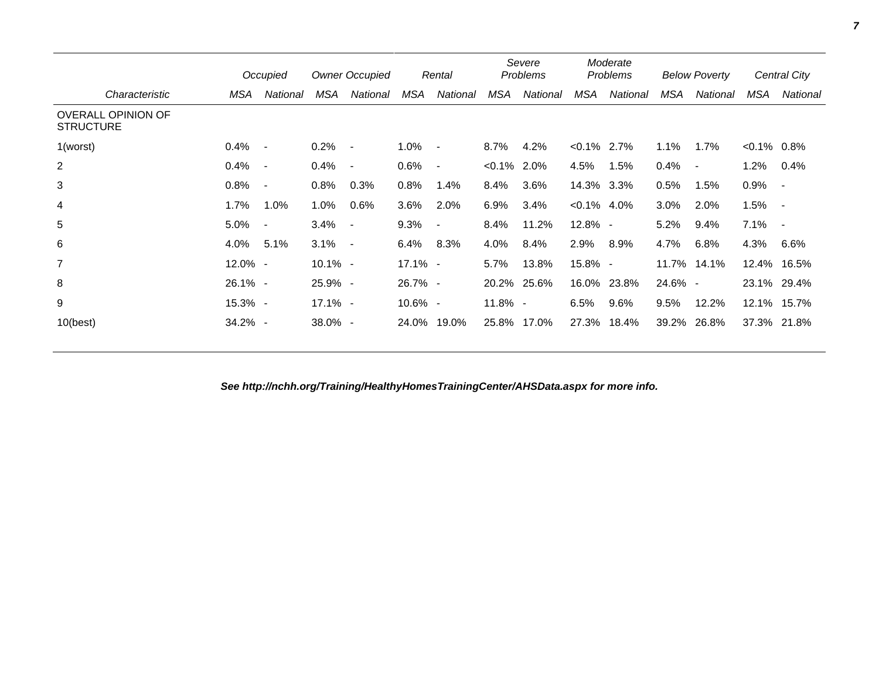| | Occupied | | Owner Occupied | | Rental | | Severe Problems | | Moderate Problems | | Below Poverty | | Central City | |
|---|---|---|---|---|---|---|---|---|---|---|---|---|---|---|
| *Characteristic* | *MSA* | *National* | *MSA* | *National* | *MSA* | *National* | *MSA* | *National* | *MSA* | *National* | *MSA* | *National* | *MSA* | *National* |
| OVERALL OPINION OF STRUCTURE | | | | | | | | | | | | | | |
| 1(worst) | 0.4% | - | 0.2% | - | 1.0% | - | 8.7% | 4.2% | <0.1% | 2.7% | 1.1% | 1.7% | <0.1% | 0.8% |
| 2 | 0.4% | - | 0.4% | - | 0.6% | - | <0.1% | 2.0% | 4.5% | 1.5% | 0.4% | - | 1.2% | 0.4% |
| 3 | 0.8% | - | 0.8% | 0.3% | 0.8% | 1.4% | 8.4% | 3.6% | 14.3% | 3.3% | 0.5% | 1.5% | 0.9% | - |
| 4 | 1.7% | 1.0% | 1.0% | 0.6% | 3.6% | 2.0% | 6.9% | 3.4% | <0.1% | 4.0% | 3.0% | 2.0% | 1.5% | - |
| 5 | 5.0% | - | 3.4% | - | 9.3% | - | 8.4% | 11.2% | 12.8% | - | 5.2% | 9.4% | 7.1% | - |
| 6 | 4.0% | 5.1% | 3.1% | - | 6.4% | 8.3% | 4.0% | 8.4% | 2.9% | 8.9% | 4.7% | 6.8% | 4.3% | 6.6% |
| 7 | 12.0% | - | 10.1% | - | 17.1% | - | 5.7% | 13.8% | 15.8% | - | 11.7% | 14.1% | 12.4% | 16.5% |
| 8 | 26.1% | - | 25.9% | - | 26.7% | - | 20.2% | 25.6% | 16.0% | 23.8% | 24.6% | - | 23.1% | 29.4% |
| 9 | 15.3% | - | 17.1% | - | 10.6% | - | 11.8% | - | 6.5% | 9.6% | 9.5% | 12.2% | 12.1% | 15.7% |
| 10(best) | 34.2% | - | 38.0% | - | 24.0% | 19.0% | 25.8% | 17.0% | 27.3% | 18.4% | 39.2% | 26.8% | 37.3% | 21.8% |

***See http://nchh.org/Training/HealthyHomesTrainingCenter/AHSData.aspx for more info.***